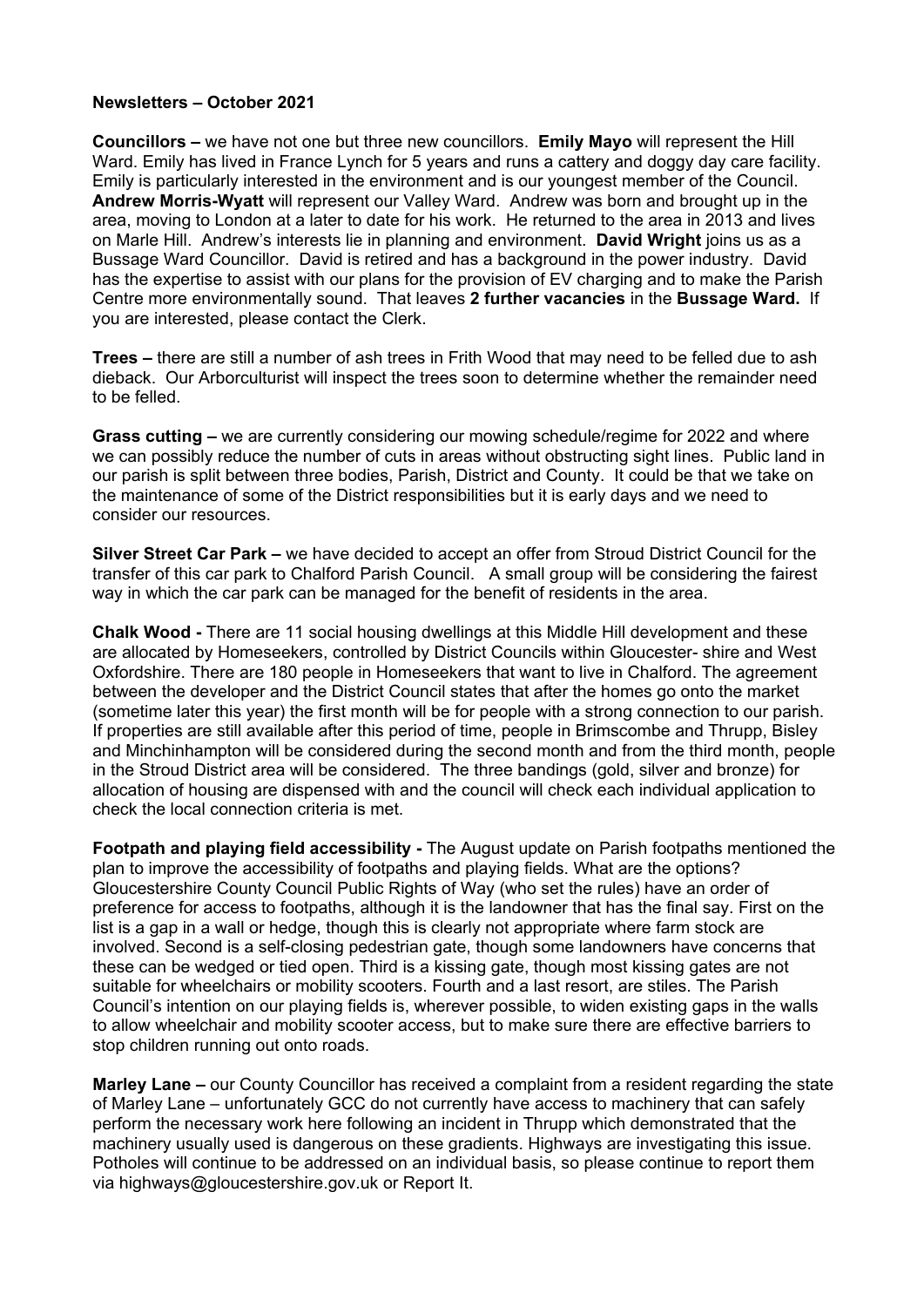**Newsletters – October 2021**

**Councillors –** we have not one but three new councillors. **Emily Mayo** will represent the Hill Ward. Emily has lived in France Lynch for 5 years and runs a cattery and doggy day care facility. Emily is particularly interested in the environment and is our youngest member of the Council. **Andrew Morris-Wyatt** will represent our Valley Ward. Andrew was born and brought up in the area, moving to London at a later to date for his work. He returned to the area in 2013 and lives on Marle Hill. Andrew's interests lie in planning and environment. **David Wright** joins us as a Bussage Ward Councillor. David is retired and has a background in the power industry. David has the expertise to assist with our plans for the provision of EV charging and to make the Parish Centre more environmentally sound. That leaves **2 further vacancies** in the **Bussage Ward.** If you are interested, please contact the Clerk.

**Trees –** there are still a number of ash trees in Frith Wood that may need to be felled due to ash dieback. Our Arborculturist will inspect the trees soon to determine whether the remainder need to be felled.

**Grass cutting –** we are currently considering our mowing schedule/regime for 2022 and where we can possibly reduce the number of cuts in areas without obstructing sight lines. Public land in our parish is split between three bodies, Parish, District and County. It could be that we take on the maintenance of some of the District responsibilities but it is early days and we need to consider our resources.

**Silver Street Car Park –** we have decided to accept an offer from Stroud District Council for the transfer of this car park to Chalford Parish Council. A small group will be considering the fairest way in which the car park can be managed for the benefit of residents in the area.

**Chalk Wood -** There are 11 social housing dwellings at this Middle Hill development and these are allocated by Homeseekers, controlled by District Councils within Gloucester- shire and West Oxfordshire. There are 180 people in Homeseekers that want to live in Chalford. The agreement between the developer and the District Council states that after the homes go onto the market (sometime later this year) the first month will be for people with a strong connection to our parish. If properties are still available after this period of time, people in Brimscombe and Thrupp, Bisley and Minchinhampton will be considered during the second month and from the third month, people in the Stroud District area will be considered. The three bandings (gold, silver and bronze) for allocation of housing are dispensed with and the council will check each individual application to check the local connection criteria is met.

**Footpath and playing field accessibility -** The August update on Parish footpaths mentioned the plan to improve the accessibility of footpaths and playing fields. What are the options? Gloucestershire County Council Public Rights of Way (who set the rules) have an order of preference for access to footpaths, although it is the landowner that has the final say. First on the list is a gap in a wall or hedge, though this is clearly not appropriate where farm stock are involved. Second is a self-closing pedestrian gate, though some landowners have concerns that these can be wedged or tied open. Third is a kissing gate, though most kissing gates are not suitable for wheelchairs or mobility scooters. Fourth and a last resort, are stiles. The Parish Council's intention on our playing fields is, wherever possible, to widen existing gaps in the walls to allow wheelchair and mobility scooter access, but to make sure there are effective barriers to stop children running out onto roads.

**Marley Lane –** our County Councillor has received a complaint from a resident regarding the state of Marley Lane – unfortunately GCC do not currently have access to machinery that can safely perform the necessary work here following an incident in Thrupp which demonstrated that the machinery usually used is dangerous on these gradients. Highways are investigating this issue. Potholes will continue to be addressed on an individual basis, so please continue to report them via highways@gloucestershire.gov.uk or Report It.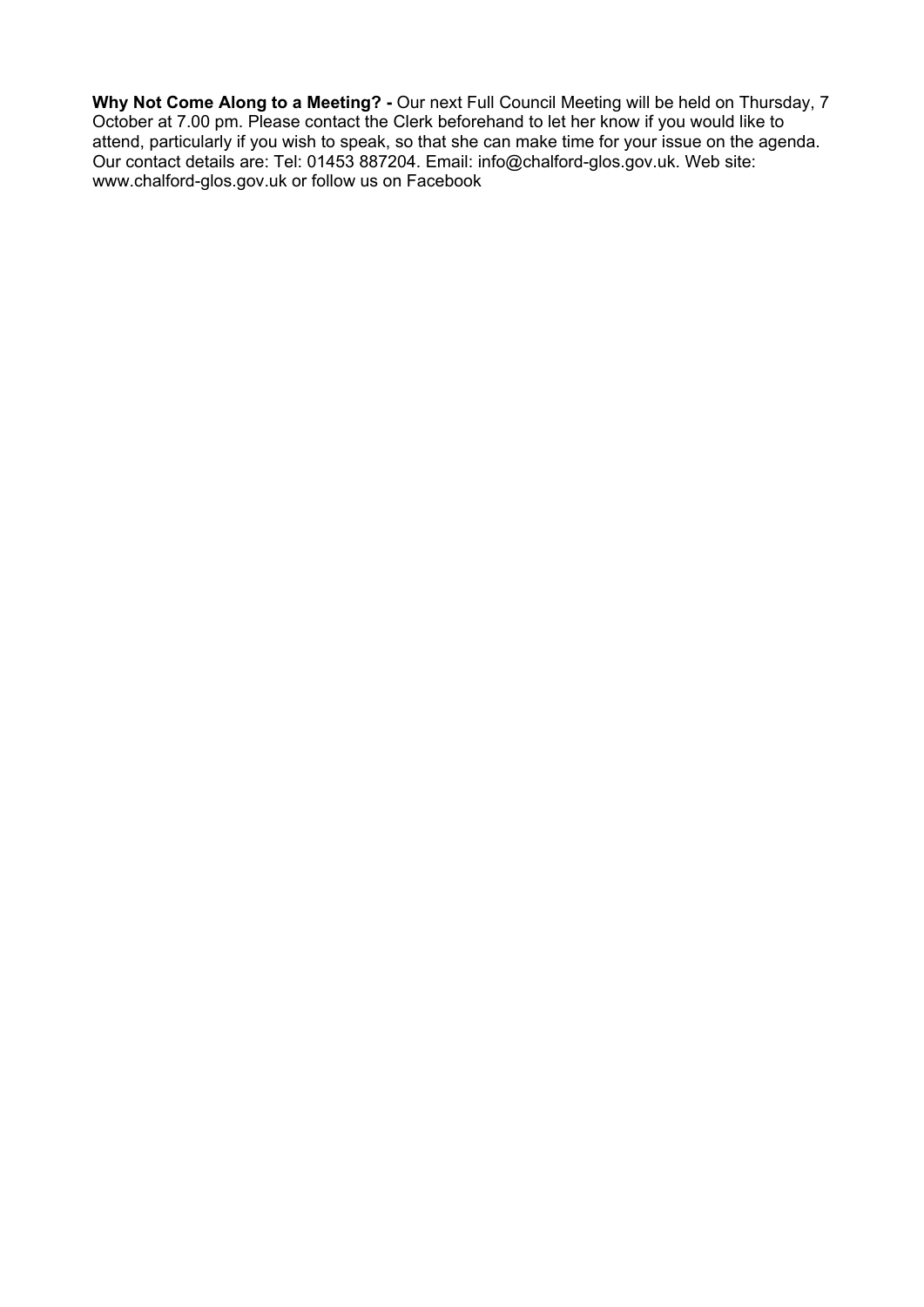**Why Not Come Along to a Meeting? -** Our next Full Council Meeting will be held on Thursday, 7 October at 7.00 pm. Please contact the Clerk beforehand to let her know if you would like to attend, particularly if you wish to speak, so that she can make time for your issue on the agenda. Our contact details are: Tel: 01453 887204. Email: info@chalford-glos.gov.uk. Web site: www.chalford-glos.gov.uk or follow us on Facebook